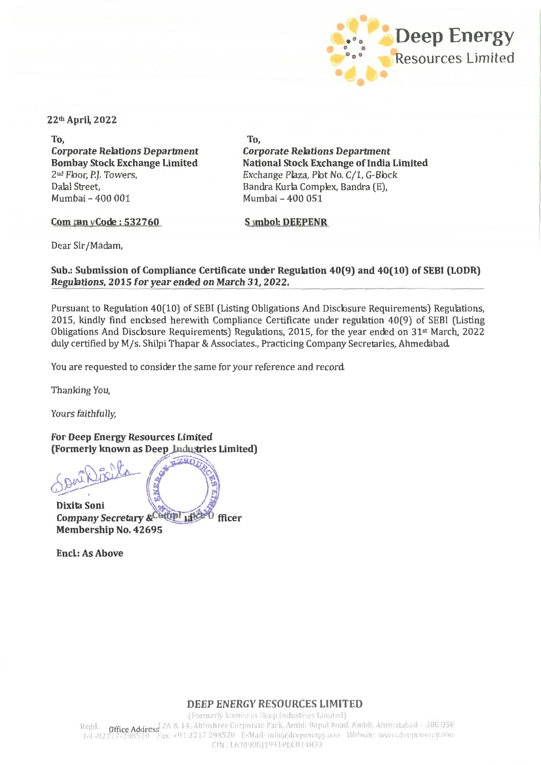**Deep Energy**
Resources Limited

22[th] April, 2022

To,
*Corporate Relations Department*
**Bombay Stock Exchange Limited**
2[nd] Floor, P.J. Towers,
Dalal Street,
Mumbai – 400 001

**Company Code : 532760**

To,
*Corporate Relations Department*
**National Stock Exchange of India Limited**
Exchange Plaza, Plot No. C/1, G-Block
Bandra Kurla Complex, Bandra (E),
Mumbai – 400 051

**Symbol: DEEPENR**

Dear Sir/Madam,

**Sub.: Submission of Compliance Certificate under Regulation 40(9) and 40(10) of SEBI (LODR) *Regulations, 2015 for year ended on March 31, 2022.***

Pursuant to Regulation 40(10) of SEBI (Listing Obligations And Disclosure Requirements) Regulations, 2015, kindly find enclosed herewith Compliance Certificate under regulation 40(9) of SEBI (Listing Obligations And Disclosure Requirements) Regulations, 2015, for the year ended on 31[st] March, 2022 duly certified by M/s. Shilpi Thapar & Associates., Practicing Company Secretaries, Ahmedabad.

You are requested to consider the same for your reference and record.

Thanking You,

*Yours faithfully,*

**For Deep Energy Resources Limited**
**(Formerly known as Deep Industries Limited)**

**Dixita Soni**
***Company Secretary & Compliance Officer***
**Membership No. 42695**

**Encl.: As Above**

**DEEP ENERGY RESOURCES LIMITED**
(Formerly known as Deep Industries Limited)
Regd. Office Address 12A & 14, Abhishree Corporate Park, Ambli Bopal Road, Ambli, Ahmedabad – 380 058
Tel -02717-298510 Fax -+91 2717 298520 E-Mail- info@deepenergy.ooo Website: www.deepenergy.ooo
CIN : L63090GJ1991PLC014833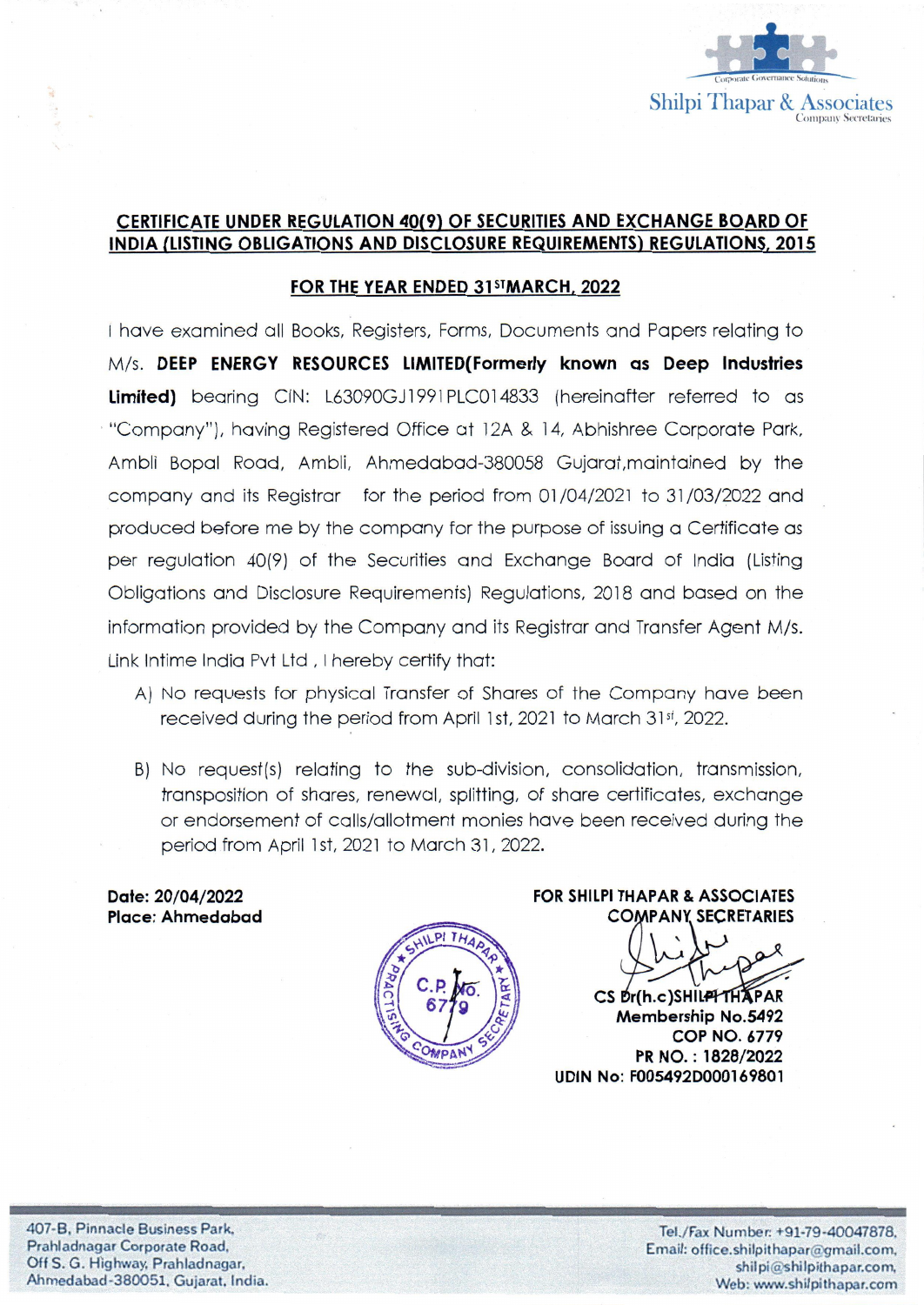Shilpi Thapar & Associates
Company Secretaries

## CERTIFICATE UNDER REGULATION 40(9) OF SECURITIES AND EXCHANGE BOARD OF INDIA (LISTING OBLIGATIONS AND DISCLOSURE REQUIREMENTS) REGULATIONS, 2015

### FOR THE YEAR ENDED 31STMARCH, 2022

I have examined all Books, Registers, Forms, Documents and Papers relating to M/s. **DEEP ENERGY RESOURCES LIMITED(Formerly known as Deep Industries Limited)** bearing CIN: L63090GJ1991PLC014833 (hereinafter referred to as "Company"), having Registered Office at 12A & 14, Abhishree Corporate Park, Ambli Bopal Road, Ambli, Ahmedabad-380058 Gujarat,maintained by the company and its Registrar for the period from 01/04/2021 to 31/03/2022 and produced before me by the company for the purpose of issuing a Certificate as per regulation 40(9) of the Securities and Exchange Board of India (Listing Obligations and Disclosure Requirements) Regulations, 2018 and based on the information provided by the Company and its Registrar and Transfer Agent M/s. Link Intime India Pvt Ltd , I hereby certify that:

A) No requests for physical Transfer of Shares of the Company have been received during the period from April 1st, 2021 to March 31st, 2022.

B) No request(s) relating to the sub-division, consolidation, transmission, transposition of shares, renewal, splitting, of share certificates, exchange or endorsement of calls/allotment monies have been received during the period from April 1st, 2021 to March 31, 2022.

**Date: 20/04/2022**
**Place: Ahmedabad**

**FOR SHILPI THAPAR & ASSOCIATES**
**COMPANY SECRETARIES**

**CS Dr(h.c)SHILPI THAPAR**
**Membership No.5492**
**COP NO. 6779**
**PR NO. : 1828/2022**
**UDIN No: F005492D000169801**

407-B, Pinnacle Business Park, Prahladnagar Corporate Road, Off S. G. Highway, Prahladnagar, Ahmedabad-380051, Gujarat, India.

Tel./Fax Number: +91-79-40047878, Email: office.shilpithapar@gmail.com, shilpi@shilpithapar.com, Web: www.shilpithapar.com